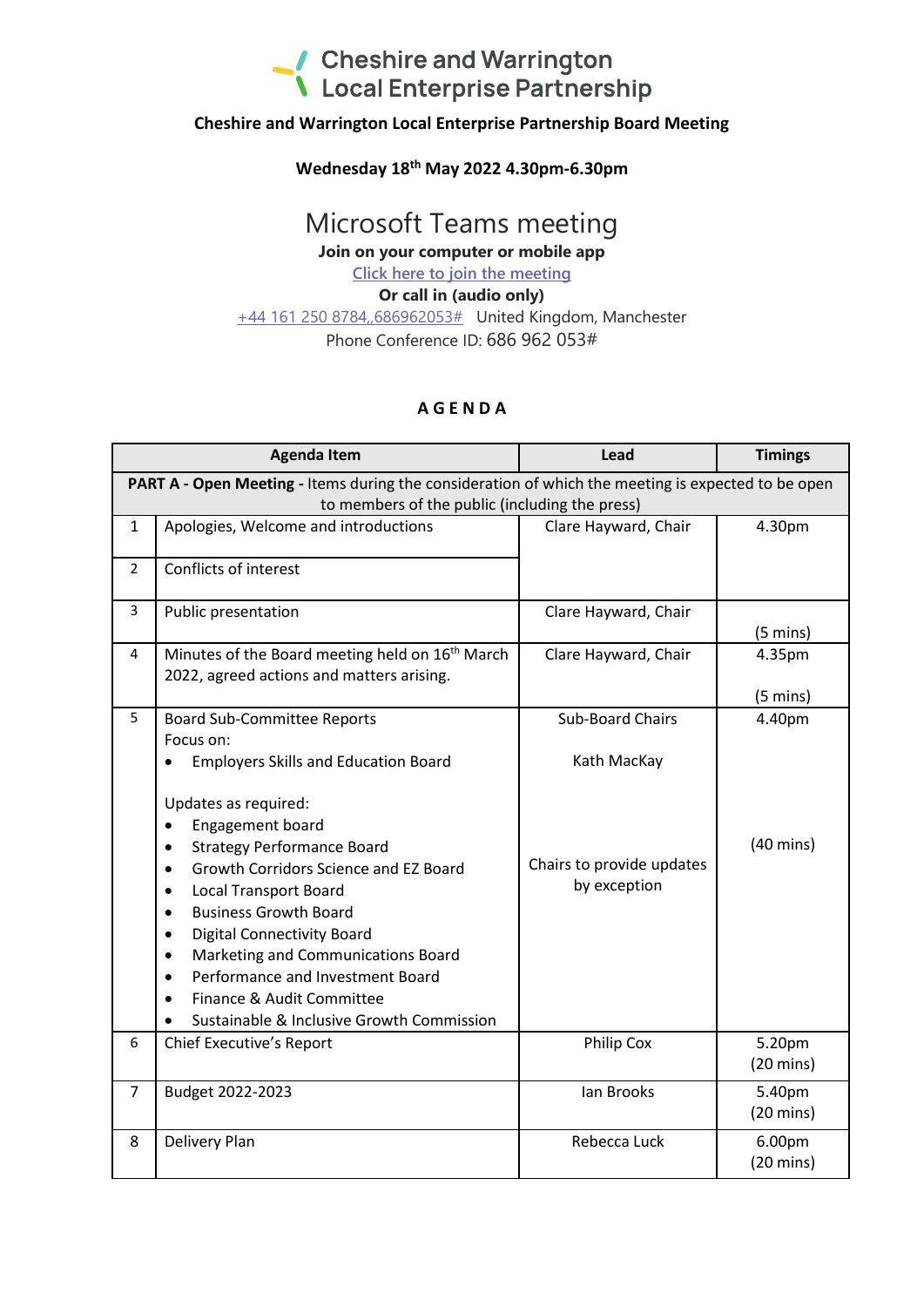# Cheshire and Warrington Local Enterprise Partnership

**Cheshire and Warrington Local Enterprise Partnership Board Meeting**

**Wednesday 18th May 2022 4.30pm-6.30pm**

## Microsoft Teams meeting

**Join on your computer or mobile app**

Click here to join the meeting

**Or call in (audio only)**

+44 161 250 8784,,686962053# United Kingdom, Manchester

Phone Conference ID: 686 962 053#

**A G E N D A**

| | Agenda Item | Lead | Timings |
|---|---|---|---|
| **PART A - Open Meeting -** Items during the consideration of which the meeting is expected to be open to members of the public (including the press) | | | |
| 1 | Apologies, Welcome and introductions | Clare Hayward, Chair | 4.30pm |
| 2 | Conflicts of interest | | |
| 3 | Public presentation | Clare Hayward, Chair | (5 mins) |
| 4 | Minutes of the Board meeting held on 16th March 2022, agreed actions and matters arising. | Clare Hayward, Chair | 4.35pm<br>(5 mins) |
| 5 | Board Sub-Committee Reports<br>Focus on:<br>• Employers Skills and Education Board<br><br>Updates as required:<br>• Engagement board<br>• Strategy Performance Board<br>• Growth Corridors Science and EZ Board<br>• Local Transport Board<br>• Business Growth Board<br>• Digital Connectivity Board<br>• Marketing and Communications Board<br>• Performance and Investment Board<br>• Finance & Audit Committee<br>• Sustainable & Inclusive Growth Commission | Sub-Board Chairs<br><br>Kath MacKay<br><br>Chairs to provide updates by exception | 4.40pm<br><br>(40 mins) |
| 6 | Chief Executive's Report | Philip Cox | 5.20pm<br>(20 mins) |
| 7 | Budget 2022-2023 | Ian Brooks | 5.40pm<br>(20 mins) |
| 8 | Delivery Plan | Rebecca Luck | 6.00pm<br>(20 mins) |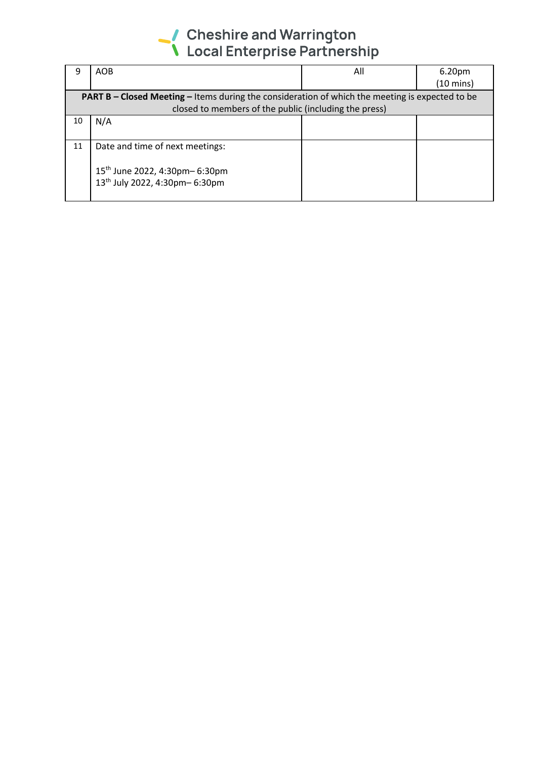| 9 | AOB | All | 6.20pm (10 mins) |
|---|---|---|---|
| **PART B – Closed Meeting –** Items during the consideration of which the meeting is expected to be closed to members of the public (including the press) | | | |
| 10 | N/A | | |
| 11 | Date and time of next meetings:<br><br>15th June 2022, 4:30pm– 6:30pm<br>13th July 2022, 4:30pm– 6:30pm | | |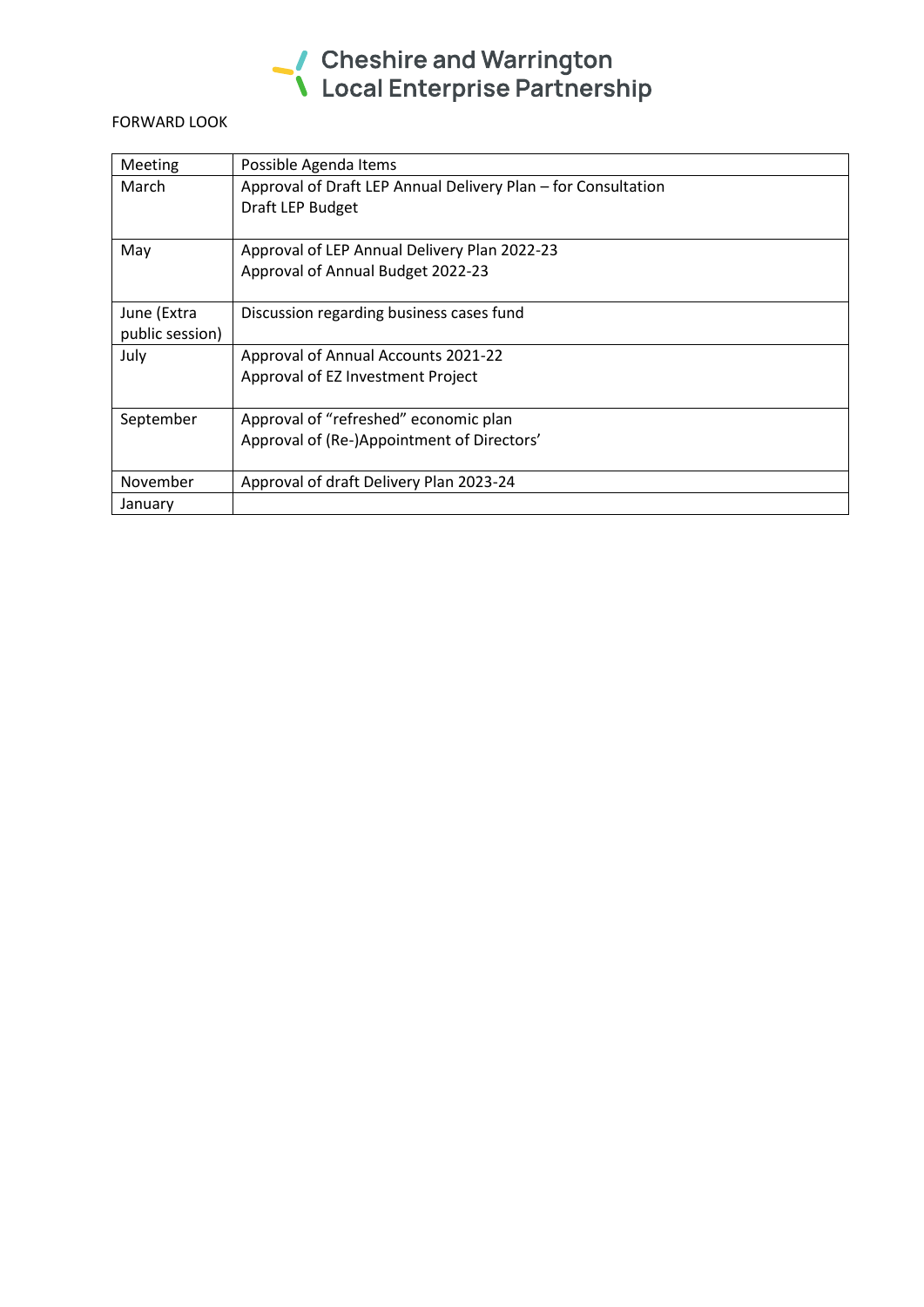Cheshire and Warrington Local Enterprise Partnership

FORWARD LOOK

| Meeting | Possible Agenda Items |
|---|---|
| March | Approval of Draft LEP Annual Delivery Plan – for Consultation<br>Draft LEP Budget |
| May | Approval of LEP Annual Delivery Plan 2022-23<br>Approval of Annual Budget 2022-23 |
| June (Extra public session) | Discussion regarding business cases fund |
| July | Approval of Annual Accounts 2021-22<br>Approval of EZ Investment Project |
| September | Approval of "refreshed" economic plan<br>Approval of (Re-)Appointment of Directors' |
| November | Approval of draft Delivery Plan 2023-24 |
| January | |